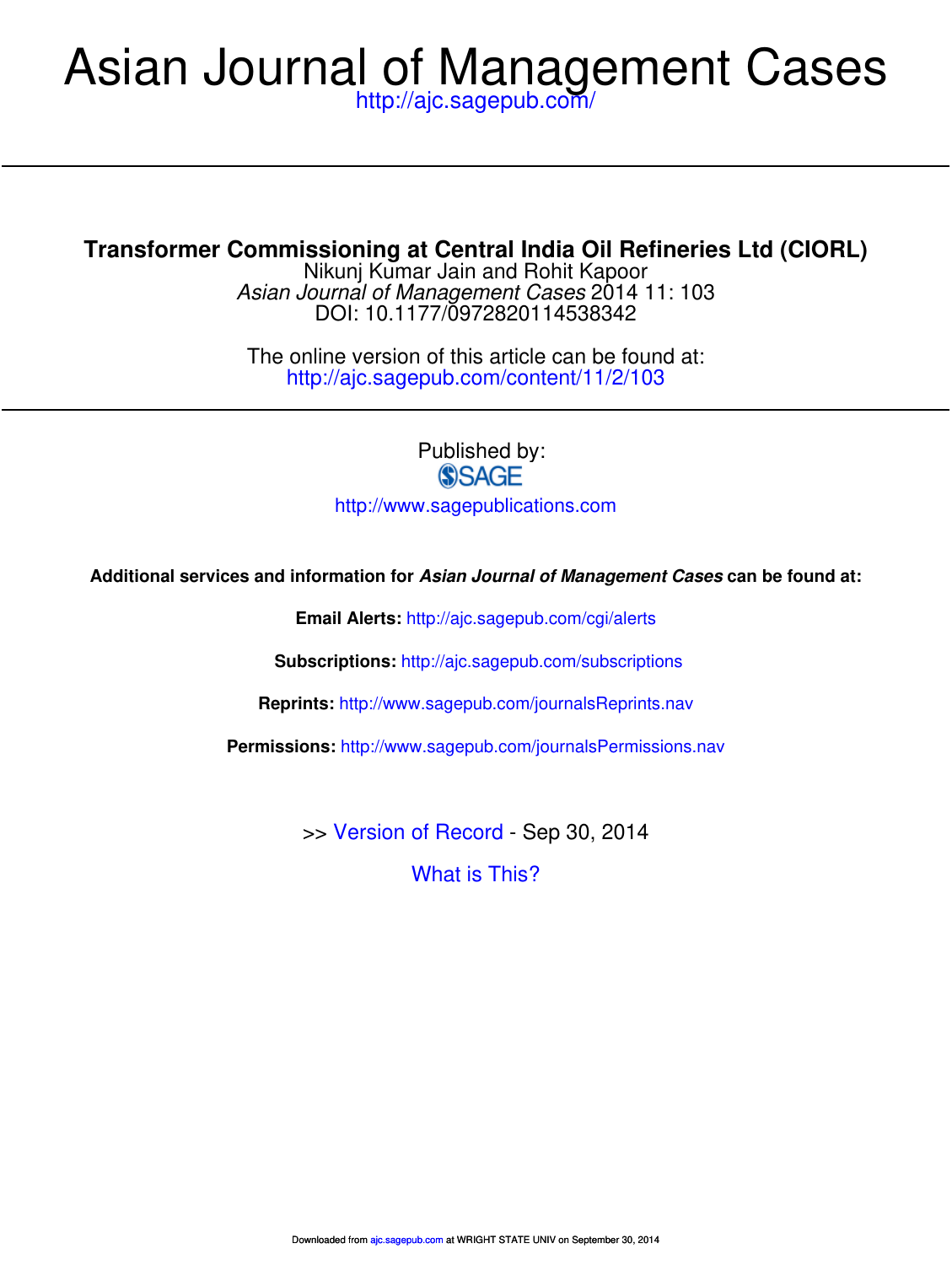# Asian Journal of Management Cases

http://ajc.sagepub.com/

## Transformer Commissioning at Central India Oil Refineries Ltd (CIORL)

Nikunj Kumar Jain and Rohit Kapoor

*Asian Journal of Management Cases* 2014 11: 103

DOI: 10.1177/0972820114538342

The online version of this article can be found at:
http://ajc.sagepub.com/content/11/2/103

Published by:

SAGE

http://www.sagepublications.com

**Additional services and information for *Asian Journal of Management Cases* can be found at:**

**Email Alerts:** http://ajc.sagepub.com/cgi/alerts

**Subscriptions:** http://ajc.sagepub.com/subscriptions

**Reprints:** http://www.sagepub.com/journalsReprints.nav

**Permissions:** http://www.sagepub.com/journalsPermissions.nav

>> Version of Record - Sep 30, 2014

What is This?

Downloaded from ajc.sagepub.com at WRIGHT STATE UNIV on September 30, 2014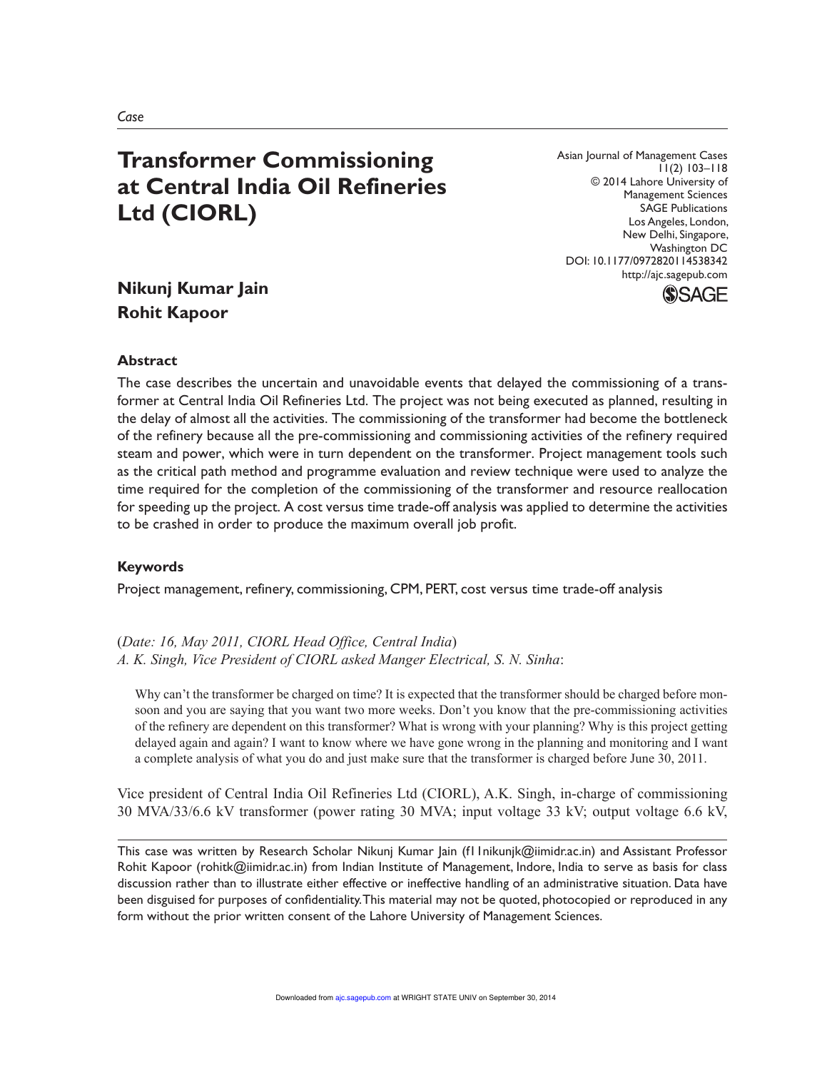Case

# Transformer Commissioning at Central India Oil Refineries Ltd (CIORL)

Asian Journal of Management Cases
11(2) 103–118
© 2014 Lahore University of Management Sciences
SAGE Publications
Los Angeles, London, New Delhi, Singapore, Washington DC
DOI: 10.1177/0972820114538342
http://ajc.sagepub.com

**Nikunj Kumar Jain**
**Rohit Kapoor**

### Abstract

The case describes the uncertain and unavoidable events that delayed the commissioning of a transformer at Central India Oil Refineries Ltd. The project was not being executed as planned, resulting in the delay of almost all the activities. The commissioning of the transformer had become the bottleneck of the refinery because all the pre-commissioning and commissioning activities of the refinery required steam and power, which were in turn dependent on the transformer. Project management tools such as the critical path method and programme evaluation and review technique were used to analyze the time required for the completion of the commissioning of the transformer and resource reallocation for speeding up the project. A cost versus time trade-off analysis was applied to determine the activities to be crashed in order to produce the maximum overall job profit.

### Keywords

Project management, refinery, commissioning, CPM, PERT, cost versus time trade-off analysis

(*Date: 16, May 2011, CIORL Head Office, Central India*)
*A. K. Singh, Vice President of CIORL asked Manger Electrical, S. N. Sinha*:

> Why can't the transformer be charged on time? It is expected that the transformer should be charged before monsoon and you are saying that you want two more weeks. Don't you know that the pre-commissioning activities of the refinery are dependent on this transformer? What is wrong with your planning? Why is this project getting delayed again and again? I want to know where we have gone wrong in the planning and monitoring and I want a complete analysis of what you do and just make sure that the transformer is charged before June 30, 2011.

Vice president of Central India Oil Refineries Ltd (CIORL), A.K. Singh, in-charge of commissioning 30 MVA/33/6.6 kV transformer (power rating 30 MVA; input voltage 33 kV; output voltage 6.6 kV,

This case was written by Research Scholar Nikunj Kumar Jain (f11nikunjk@iimidr.ac.in) and Assistant Professor Rohit Kapoor (rohitk@iimidr.ac.in) from Indian Institute of Management, Indore, India to serve as basis for class discussion rather than to illustrate either effective or ineffective handling of an administrative situation. Data have been disguised for purposes of confidentiality. This material may not be quoted, photocopied or reproduced in any form without the prior written consent of the Lahore University of Management Sciences.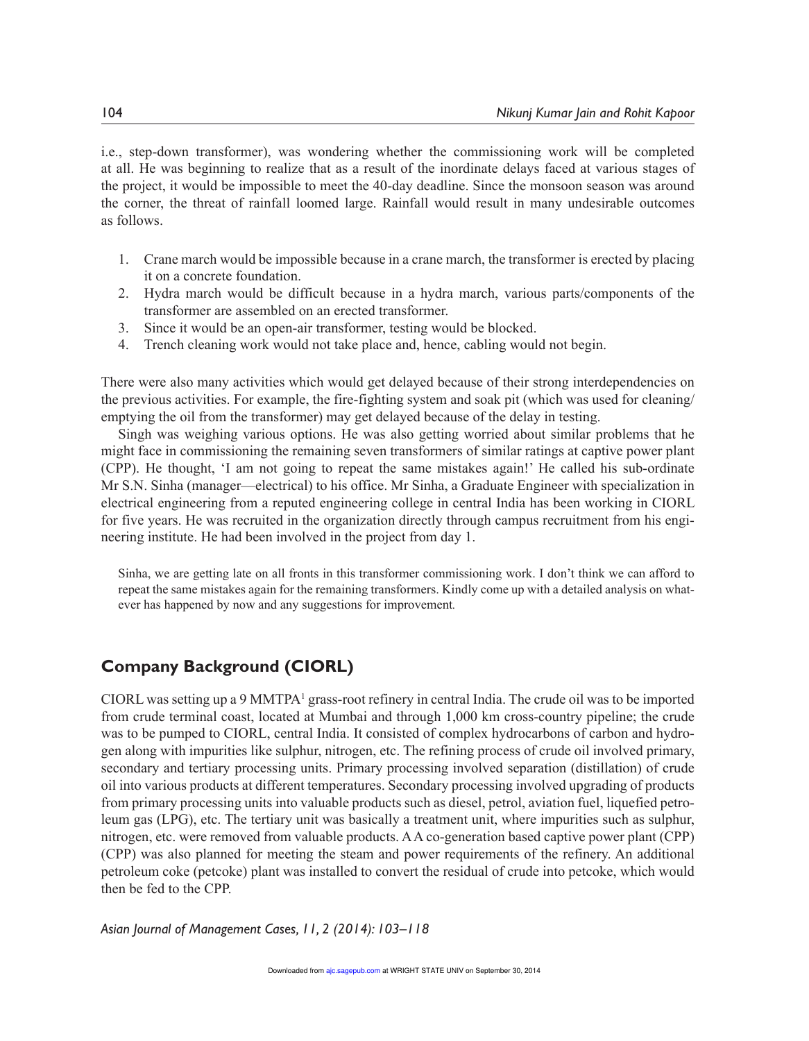i.e., step-down transformer), was wondering whether the commissioning work will be completed at all. He was beginning to realize that as a result of the inordinate delays faced at various stages of the project, it would be impossible to meet the 40-day deadline. Since the monsoon season was around the corner, the threat of rainfall loomed large. Rainfall would result in many undesirable outcomes as follows.

1. Crane march would be impossible because in a crane march, the transformer is erected by placing it on a concrete foundation.
2. Hydra march would be difficult because in a hydra march, various parts/components of the transformer are assembled on an erected transformer.
3. Since it would be an open-air transformer, testing would be blocked.
4. Trench cleaning work would not take place and, hence, cabling would not begin.

There were also many activities which would get delayed because of their strong interdependencies on the previous activities. For example, the fire-fighting system and soak pit (which was used for cleaning/emptying the oil from the transformer) may get delayed because of the delay in testing.

Singh was weighing various options. He was also getting worried about similar problems that he might face in commissioning the remaining seven transformers of similar ratings at captive power plant (CPP). He thought, 'I am not going to repeat the same mistakes again!' He called his sub-ordinate Mr S.N. Sinha (manager—electrical) to his office. Mr Sinha, a Graduate Engineer with specialization in electrical engineering from a reputed engineering college in central India has been working in CIORL for five years. He was recruited in the organization directly through campus recruitment from his engineering institute. He had been involved in the project from day 1.

> Sinha, we are getting late on all fronts in this transformer commissioning work. I don't think we can afford to repeat the same mistakes again for the remaining transformers. Kindly come up with a detailed analysis on whatever has happened by now and any suggestions for improvement.

## Company Background (CIORL)

CIORL was setting up a 9 MMTPA[1] grass-root refinery in central India. The crude oil was to be imported from crude terminal coast, located at Mumbai and through 1,000 km cross-country pipeline; the crude was to be pumped to CIORL, central India. It consisted of complex hydrocarbons of carbon and hydrogen along with impurities like sulphur, nitrogen, etc. The refining process of crude oil involved primary, secondary and tertiary processing units. Primary processing involved separation (distillation) of crude oil into various products at different temperatures. Secondary processing involved upgrading of products from primary processing units into valuable products such as diesel, petrol, aviation fuel, liquefied petroleum gas (LPG), etc. The tertiary unit was basically a treatment unit, where impurities such as sulphur, nitrogen, etc. were removed from valuable products. A A co-generation based captive power plant (CPP) (CPP) was also planned for meeting the steam and power requirements of the refinery. An additional petroleum coke (petcoke) plant was installed to convert the residual of crude into petcoke, which would then be fed to the CPP.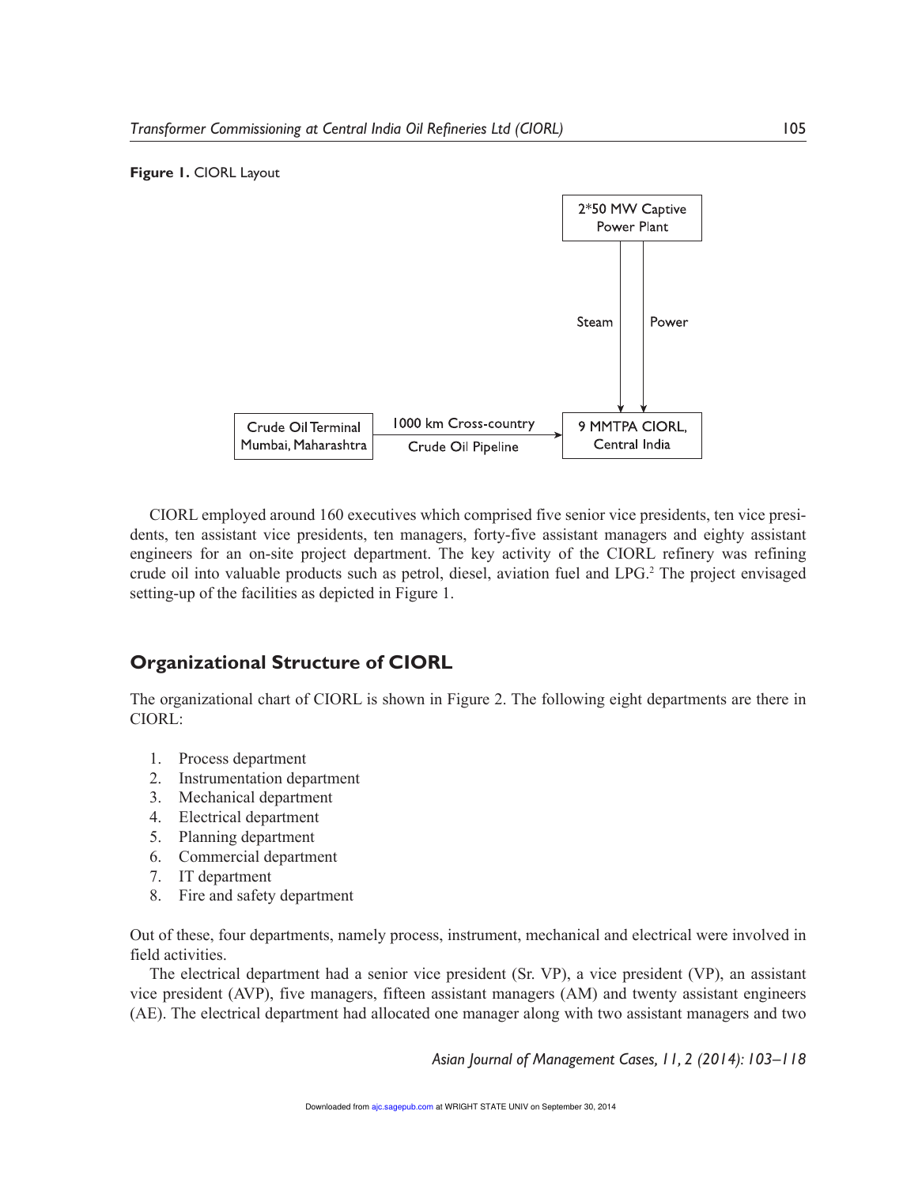**Figure 1.** CIORL Layout

CIORL employed around 160 executives which comprised five senior vice presidents, ten vice presidents, ten assistant vice presidents, ten managers, forty-five assistant managers and eighty assistant engineers for an on-site project department. The key activity of the CIORL refinery was refining crude oil into valuable products such as petrol, diesel, aviation fuel and LPG.[2] The project envisaged setting-up of the facilities as depicted in Figure 1.

## Organizational Structure of CIORL

The organizational chart of CIORL is shown in Figure 2. The following eight departments are there in CIORL:

1. Process department
2. Instrumentation department
3. Mechanical department
4. Electrical department
5. Planning department
6. Commercial department
7. IT department
8. Fire and safety department

Out of these, four departments, namely process, instrument, mechanical and electrical were involved in field activities.

The electrical department had a senior vice president (Sr. VP), a vice president (VP), an assistant vice president (AVP), five managers, fifteen assistant managers (AM) and twenty assistant engineers (AE). The electrical department had allocated one manager along with two assistant managers and two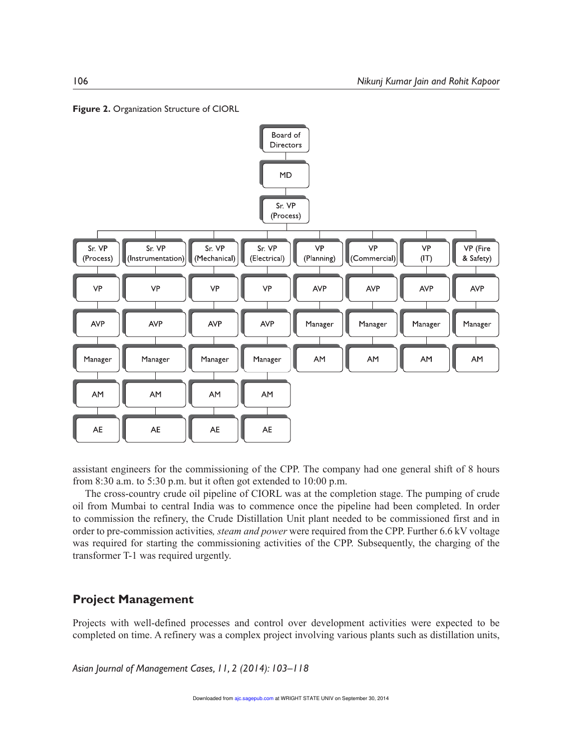**Figure 2.** Organization Structure of CIORL

Board of Directors → MD → Sr. VP (Process)

| Sr. VP (Process) | Sr. VP (Instrumentation) | Sr. VP (Mechanical) | Sr. VP (Electrical) | VP (Planning) | VP (Commercial) | VP (IT) | VP (Fire & Safety) |
|---|---|---|---|---|---|---|---|
| VP | VP | VP | VP | AVP | AVP | AVP | AVP |
| AVP | AVP | AVP | AVP | Manager | Manager | Manager | Manager |
| Manager | Manager | Manager | Manager | AM | AM | AM | AM |
| AM | AM | AM | AM | | | | |
| AE | AE | AE | AE | | | | |

assistant engineers for the commissioning of the CPP. The company had one general shift of 8 hours from 8:30 a.m. to 5:30 p.m. but it often got extended to 10:00 p.m.

The cross-country crude oil pipeline of CIORL was at the completion stage. The pumping of crude oil from Mumbai to central India was to commence once the pipeline had been completed. In order to commission the refinery, the Crude Distillation Unit plant needed to be commissioned first and in order to pre-commission activities*, steam and power* were required from the CPP. Further 6.6 kV voltage was required for starting the commissioning activities of the CPP. Subsequently, the charging of the transformer T-1 was required urgently.

## Project Management

Projects with well-defined processes and control over development activities were expected to be completed on time. A refinery was a complex project involving various plants such as distillation units,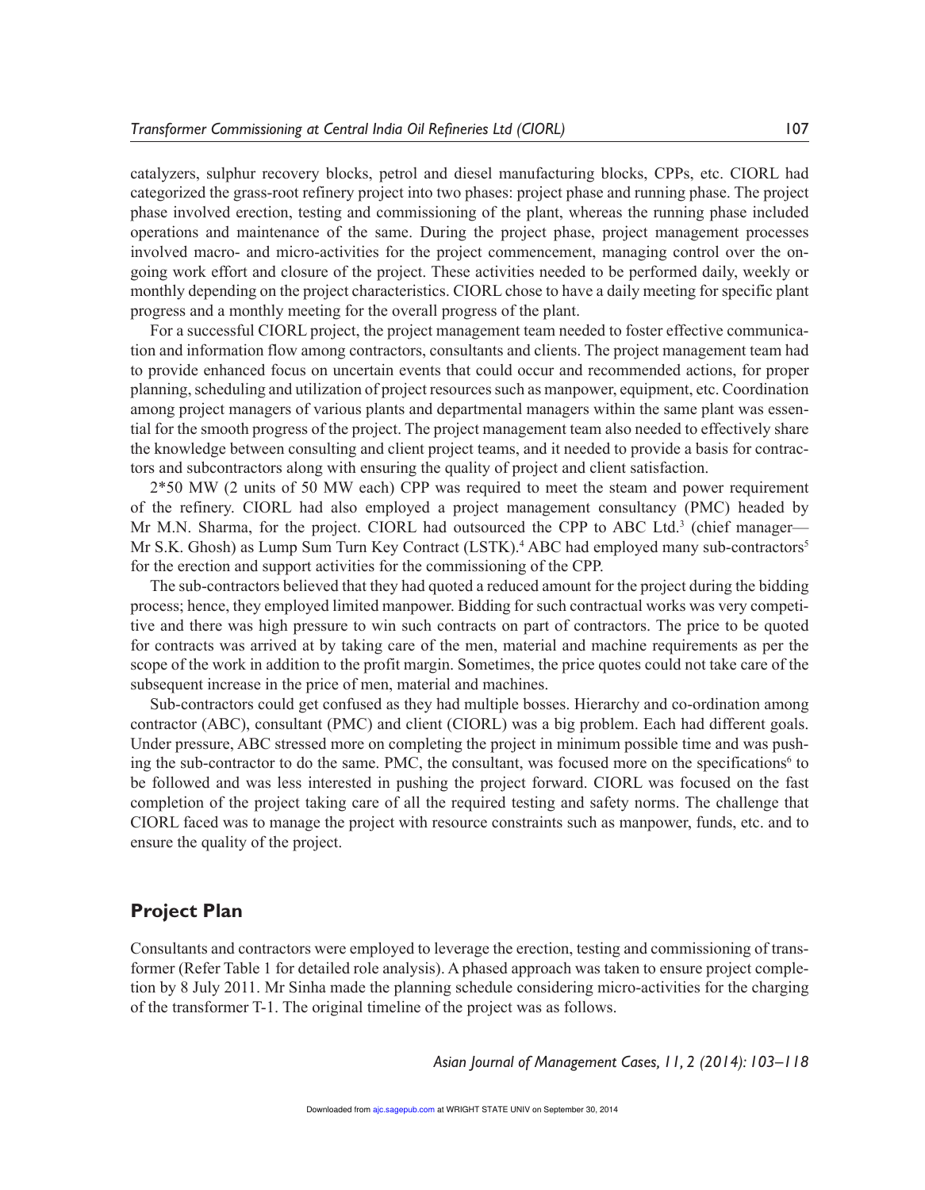catalyzers, sulphur recovery blocks, petrol and diesel manufacturing blocks, CPPs, etc. CIORL had categorized the grass-root refinery project into two phases: project phase and running phase. The project phase involved erection, testing and commissioning of the plant, whereas the running phase included operations and maintenance of the same. During the project phase, project management processes involved macro- and micro-activities for the project commencement, managing control over the on-going work effort and closure of the project. These activities needed to be performed daily, weekly or monthly depending on the project characteristics. CIORL chose to have a daily meeting for specific plant progress and a monthly meeting for the overall progress of the plant.

For a successful CIORL project, the project management team needed to foster effective communication and information flow among contractors, consultants and clients. The project management team had to provide enhanced focus on uncertain events that could occur and recommended actions, for proper planning, scheduling and utilization of project resources such as manpower, equipment, etc. Coordination among project managers of various plants and departmental managers within the same plant was essential for the smooth progress of the project. The project management team also needed to effectively share the knowledge between consulting and client project teams, and it needed to provide a basis for contractors and subcontractors along with ensuring the quality of project and client satisfaction.

2*50 MW (2 units of 50 MW each) CPP was required to meet the steam and power requirement of the refinery. CIORL had also employed a project management consultancy (PMC) headed by Mr M.N. Sharma, for the project. CIORL had outsourced the CPP to ABC Ltd.[3] (chief manager—Mr S.K. Ghosh) as Lump Sum Turn Key Contract (LSTK).[4] ABC had employed many sub-contractors[5] for the erection and support activities for the commissioning of the CPP.

The sub-contractors believed that they had quoted a reduced amount for the project during the bidding process; hence, they employed limited manpower. Bidding for such contractual works was very competitive and there was high pressure to win such contracts on part of contractors. The price to be quoted for contracts was arrived at by taking care of the men, material and machine requirements as per the scope of the work in addition to the profit margin. Sometimes, the price quotes could not take care of the subsequent increase in the price of men, material and machines.

Sub-contractors could get confused as they had multiple bosses. Hierarchy and co-ordination among contractor (ABC), consultant (PMC) and client (CIORL) was a big problem. Each had different goals. Under pressure, ABC stressed more on completing the project in minimum possible time and was pushing the sub-contractor to do the same. PMC, the consultant, was focused more on the specifications[6] to be followed and was less interested in pushing the project forward. CIORL was focused on the fast completion of the project taking care of all the required testing and safety norms. The challenge that CIORL faced was to manage the project with resource constraints such as manpower, funds, etc. and to ensure the quality of the project.

## Project Plan

Consultants and contractors were employed to leverage the erection, testing and commissioning of transformer (Refer Table 1 for detailed role analysis). A phased approach was taken to ensure project completion by 8 July 2011. Mr Sinha made the planning schedule considering micro-activities for the charging of the transformer T-1. The original timeline of the project was as follows.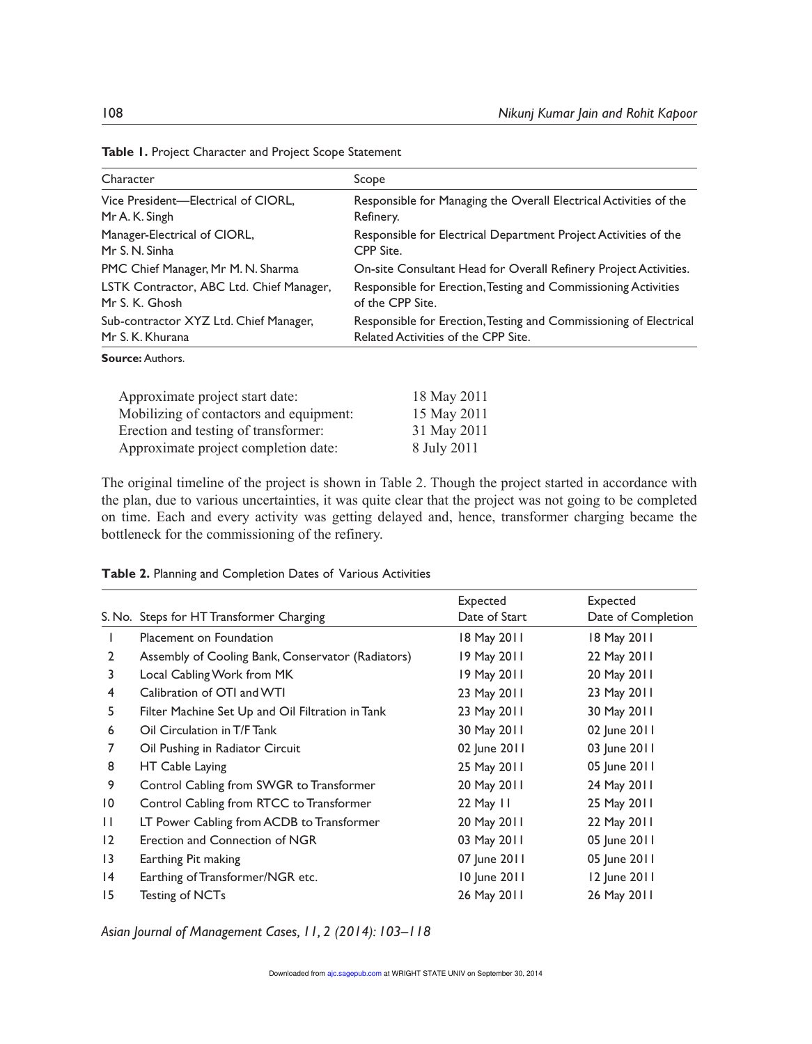**Table 1.** Project Character and Project Scope Statement

| Character | Scope |
|---|---|
| Vice President—Electrical of CIORL, Mr A. K. Singh | Responsible for Managing the Overall Electrical Activities of the Refinery. |
| Manager-Electrical of CIORL, Mr S. N. Sinha | Responsible for Electrical Department Project Activities of the CPP Site. |
| PMC Chief Manager, Mr M. N. Sharma | On-site Consultant Head for Overall Refinery Project Activities. |
| LSTK Contractor, ABC Ltd. Chief Manager, Mr S. K. Ghosh | Responsible for Erection, Testing and Commissioning Activities of the CPP Site. |
| Sub-contractor XYZ Ltd. Chief Manager, Mr S. K. Khurana | Responsible for Erection, Testing and Commissioning of Electrical Related Activities of the CPP Site. |

**Source:** Authors.

| | |
|---|---|
| Approximate project start date: | 18 May 2011 |
| Mobilizing of contactors and equipment: | 15 May 2011 |
| Erection and testing of transformer: | 31 May 2011 |
| Approximate project completion date: | 8 July 2011 |

The original timeline of the project is shown in Table 2. Though the project started in accordance with the plan, due to various uncertainties, it was quite clear that the project was not going to be completed on time. Each and every activity was getting delayed and, hence, transformer charging became the bottleneck for the commissioning of the refinery.

**Table 2.** Planning and Completion Dates of Various Activities

| S. No. | Steps for HT Transformer Charging | Expected Date of Start | Expected Date of Completion |
|---|---|---|---|
| 1 | Placement on Foundation | 18 May 2011 | 18 May 2011 |
| 2 | Assembly of Cooling Bank, Conservator (Radiators) | 19 May 2011 | 22 May 2011 |
| 3 | Local Cabling Work from MK | 19 May 2011 | 20 May 2011 |
| 4 | Calibration of OTI and WTI | 23 May 2011 | 23 May 2011 |
| 5 | Filter Machine Set Up and Oil Filtration in Tank | 23 May 2011 | 30 May 2011 |
| 6 | Oil Circulation in T/F Tank | 30 May 2011 | 02 June 2011 |
| 7 | Oil Pushing in Radiator Circuit | 02 June 2011 | 03 June 2011 |
| 8 | HT Cable Laying | 25 May 2011 | 05 June 2011 |
| 9 | Control Cabling from SWGR to Transformer | 20 May 2011 | 24 May 2011 |
| 10 | Control Cabling from RTCC to Transformer | 22 May 11 | 25 May 2011 |
| 11 | LT Power Cabling from ACDB to Transformer | 20 May 2011 | 22 May 2011 |
| 12 | Erection and Connection of NGR | 03 May 2011 | 05 June 2011 |
| 13 | Earthing Pit making | 07 June 2011 | 05 June 2011 |
| 14 | Earthing of Transformer/NGR etc. | 10 June 2011 | 12 June 2011 |
| 15 | Testing of NCTs | 26 May 2011 | 26 May 2011 |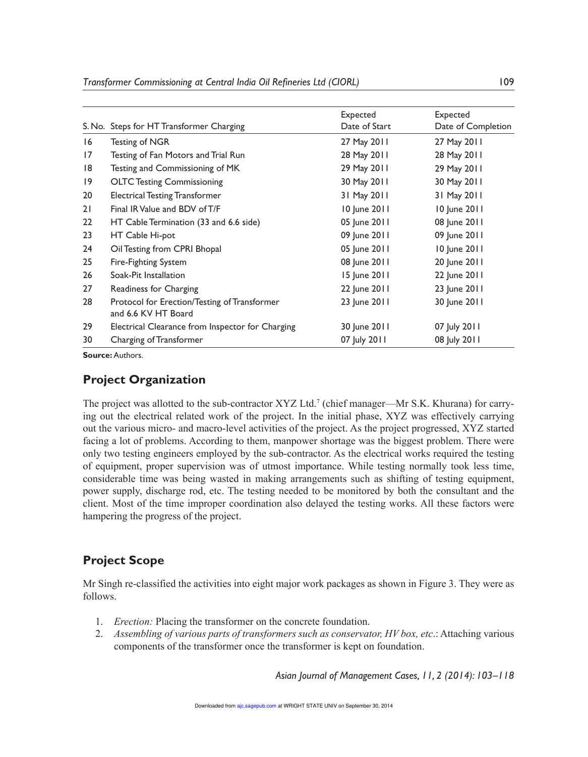| S. No. | Steps for HT Transformer Charging | Expected Date of Start | Expected Date of Completion |
|---|---|---|---|
| 16 | Testing of NGR | 27 May 2011 | 27 May 2011 |
| 17 | Testing of Fan Motors and Trial Run | 28 May 2011 | 28 May 2011 |
| 18 | Testing and Commissioning of MK | 29 May 2011 | 29 May 2011 |
| 19 | OLTC Testing Commissioning | 30 May 2011 | 30 May 2011 |
| 20 | Electrical Testing Transformer | 31 May 2011 | 31 May 2011 |
| 21 | Final IR Value and BDV of T/F | 10 June 2011 | 10 June 2011 |
| 22 | HT Cable Termination (33 and 6.6 side) | 05 June 2011 | 08 June 2011 |
| 23 | HT Cable Hi-pot | 09 June 2011 | 09 June 2011 |
| 24 | Oil Testing from CPRI Bhopal | 05 June 2011 | 10 June 2011 |
| 25 | Fire-Fighting System | 08 June 2011 | 20 June 2011 |
| 26 | Soak-Pit Installation | 15 June 2011 | 22 June 2011 |
| 27 | Readiness for Charging | 22 June 2011 | 23 June 2011 |
| 28 | Protocol for Erection/Testing of Transformer and 6.6 KV HT Board | 23 June 2011 | 30 June 2011 |
| 29 | Electrical Clearance from Inspector for Charging | 30 June 2011 | 07 July 2011 |
| 30 | Charging of Transformer | 07 July 2011 | 08 July 2011 |

**Source:** Authors.

## Project Organization

The project was allotted to the sub-contractor XYZ Ltd.[7] (chief manager—Mr S.K. Khurana) for carrying out the electrical related work of the project. In the initial phase, XYZ was effectively carrying out the various micro- and macro-level activities of the project. As the project progressed, XYZ started facing a lot of problems. According to them, manpower shortage was the biggest problem. There were only two testing engineers employed by the sub-contractor. As the electrical works required the testing of equipment, proper supervision was of utmost importance. While testing normally took less time, considerable time was being wasted in making arrangements such as shifting of testing equipment, power supply, discharge rod, etc. The testing needed to be monitored by both the consultant and the client. Most of the time improper coordination also delayed the testing works. All these factors were hampering the progress of the project.

## Project Scope

Mr Singh re-classified the activities into eight major work packages as shown in Figure 3. They were as follows.

1. *Erection:* Placing the transformer on the concrete foundation.
2. *Assembling of various parts of transformers such as conservator, HV box, etc.*: Attaching various components of the transformer once the transformer is kept on foundation.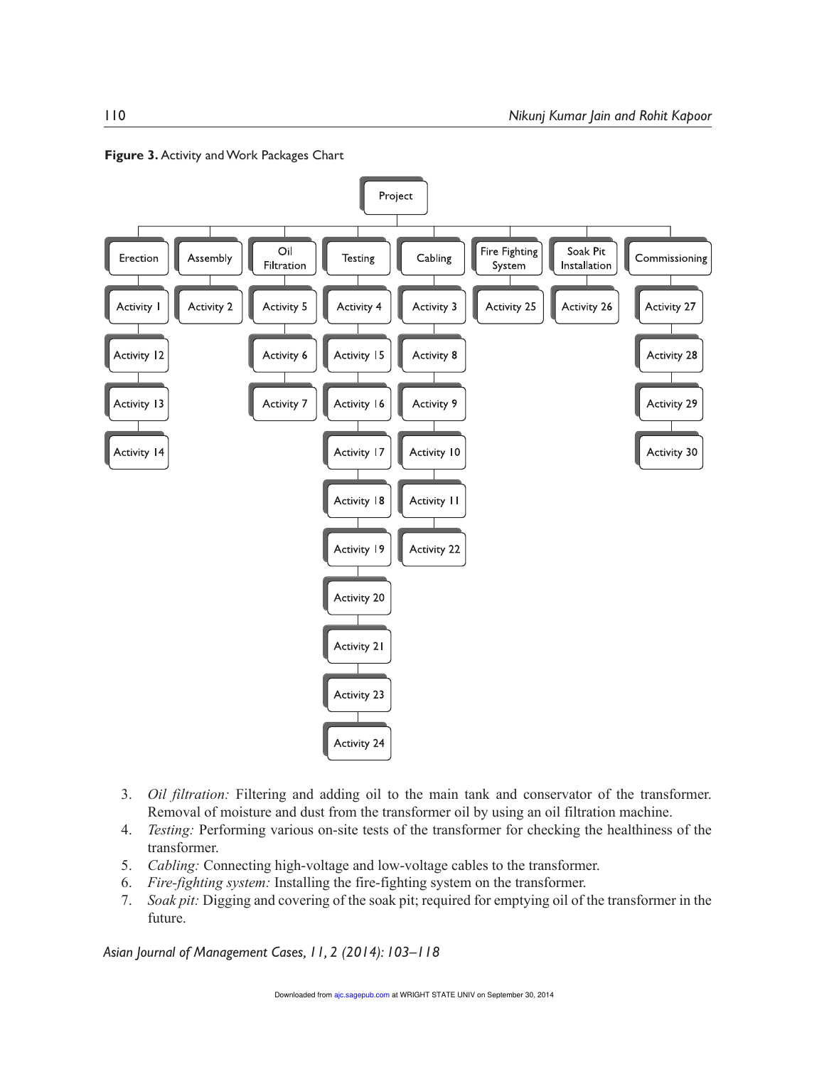**Figure 3.** Activity and Work Packages Chart

| Erection | Assembly | Oil Filtration | Testing | Cabling | Fire Fighting System | Soak Pit Installation | Commissioning |
| --- | --- | --- | --- | --- | --- | --- | --- |
| Activity 1 | Activity 2 | Activity 5 | Activity 4 | Activity 3 | Activity 25 | Activity 26 | Activity 27 |
| Activity 12 | | Activity 6 | Activity 15 | Activity 8 | | | Activity 28 |
| Activity 13 | | Activity 7 | Activity 16 | Activity 9 | | | Activity 29 |
| Activity 14 | | | Activity 17 | Activity 10 | | | Activity 30 |
| | | | Activity 18 | Activity 11 | | | |
| | | | Activity 19 | Activity 22 | | | |
| | | | Activity 20 | | | | |
| | | | Activity 21 | | | | |
| | | | Activity 23 | | | | |
| | | | Activity 24 | | | | |

3. *Oil filtration:* Filtering and adding oil to the main tank and conservator of the transformer. Removal of moisture and dust from the transformer oil by using an oil filtration machine.
4. *Testing:* Performing various on-site tests of the transformer for checking the healthiness of the transformer.
5. *Cabling:* Connecting high-voltage and low-voltage cables to the transformer.
6. *Fire-fighting system:* Installing the fire-fighting system on the transformer.
7. *Soak pit:* Digging and covering of the soak pit; required for emptying oil of the transformer in the future.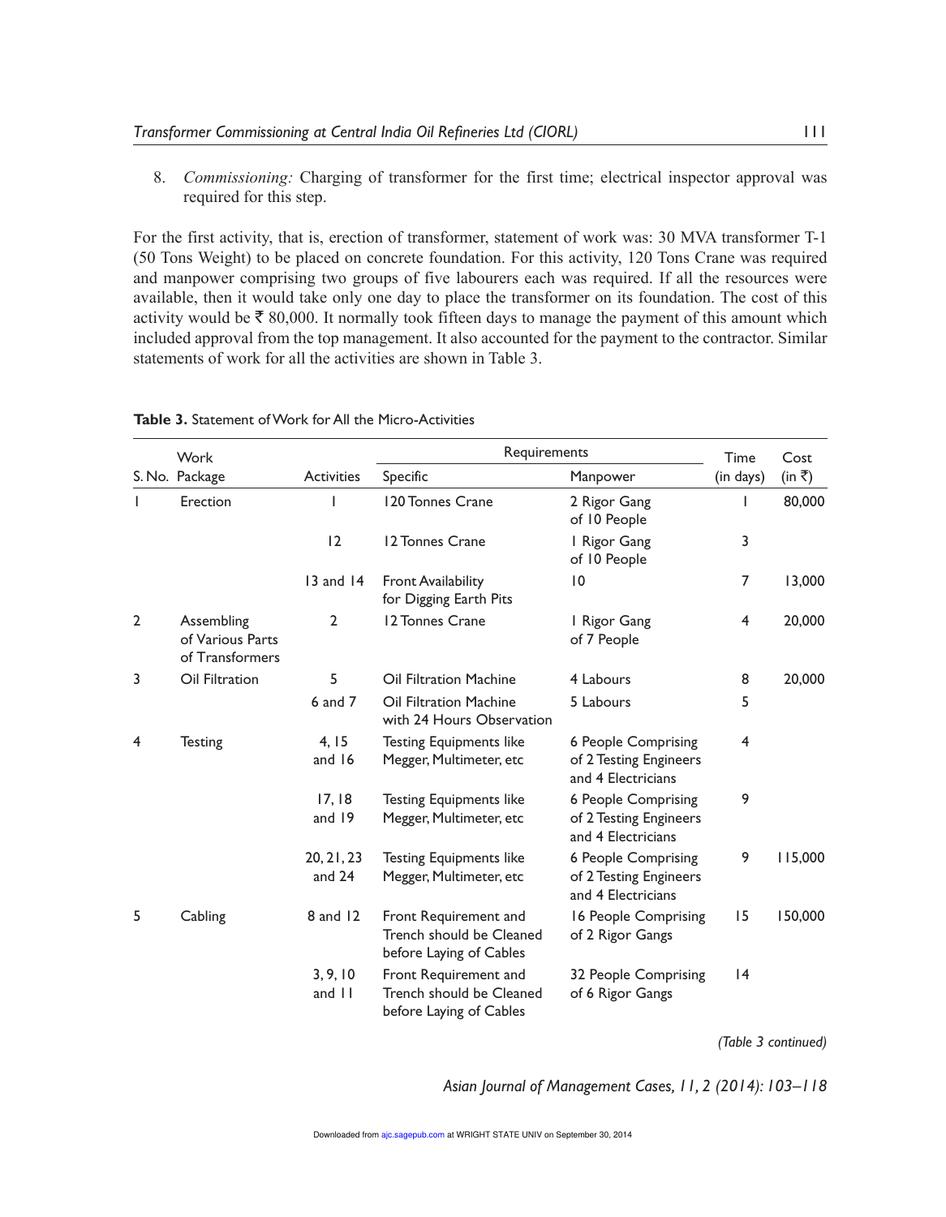8. *Commissioning:* Charging of transformer for the first time; electrical inspector approval was required for this step.

For the first activity, that is, erection of transformer, statement of work was: 30 MVA transformer T-1 (50 Tons Weight) to be placed on concrete foundation. For this activity, 120 Tons Crane was required and manpower comprising two groups of five labourers each was required. If all the resources were available, then it would take only one day to place the transformer on its foundation. The cost of this activity would be ₹ 80,000. It normally took fifteen days to manage the payment of this amount which included approval from the top management. It also accounted for the payment to the contractor. Similar statements of work for all the activities are shown in Table 3.

**Table 3.** Statement of Work for All the Micro-Activities

| S. No. | Work Package | Activities | Requirements | | Time (in days) | Cost (in ₹) |
|---|---|---|---|---|---|---|
| | | | Specific | Manpower | | |
| 1 | Erection | 1 | 120 Tonnes Crane | 2 Rigor Gang of 10 People | 1 | 80,000 |
| | | 12 | 12 Tonnes Crane | 1 Rigor Gang of 10 People | 3 | |
| | | 13 and 14 | Front Availability for Digging Earth Pits | 10 | 7 | 13,000 |
| 2 | Assembling of Various Parts of Transformers | 2 | 12 Tonnes Crane | 1 Rigor Gang of 7 People | 4 | 20,000 |
| 3 | Oil Filtration | 5 | Oil Filtration Machine | 4 Labours | 8 | 20,000 |
| | | 6 and 7 | Oil Filtration Machine with 24 Hours Observation | 5 Labours | 5 | |
| 4 | Testing | 4, 15 and 16 | Testing Equipments like Megger, Multimeter, etc | 6 People Comprising of 2 Testing Engineers and 4 Electricians | 4 | |
| | | 17, 18 and 19 | Testing Equipments like Megger, Multimeter, etc | 6 People Comprising of 2 Testing Engineers and 4 Electricians | 9 | |
| | | 20, 21, 23 and 24 | Testing Equipments like Megger, Multimeter, etc | 6 People Comprising of 2 Testing Engineers and 4 Electricians | 9 | 115,000 |
| 5 | Cabling | 8 and 12 | Front Requirement and Trench should be Cleaned before Laying of Cables | 16 People Comprising of 2 Rigor Gangs | 15 | 150,000 |
| | | 3, 9, 10 and 11 | Front Requirement and Trench should be Cleaned before Laying of Cables | 32 People Comprising of 6 Rigor Gangs | 14 | |

*(Table 3 continued)*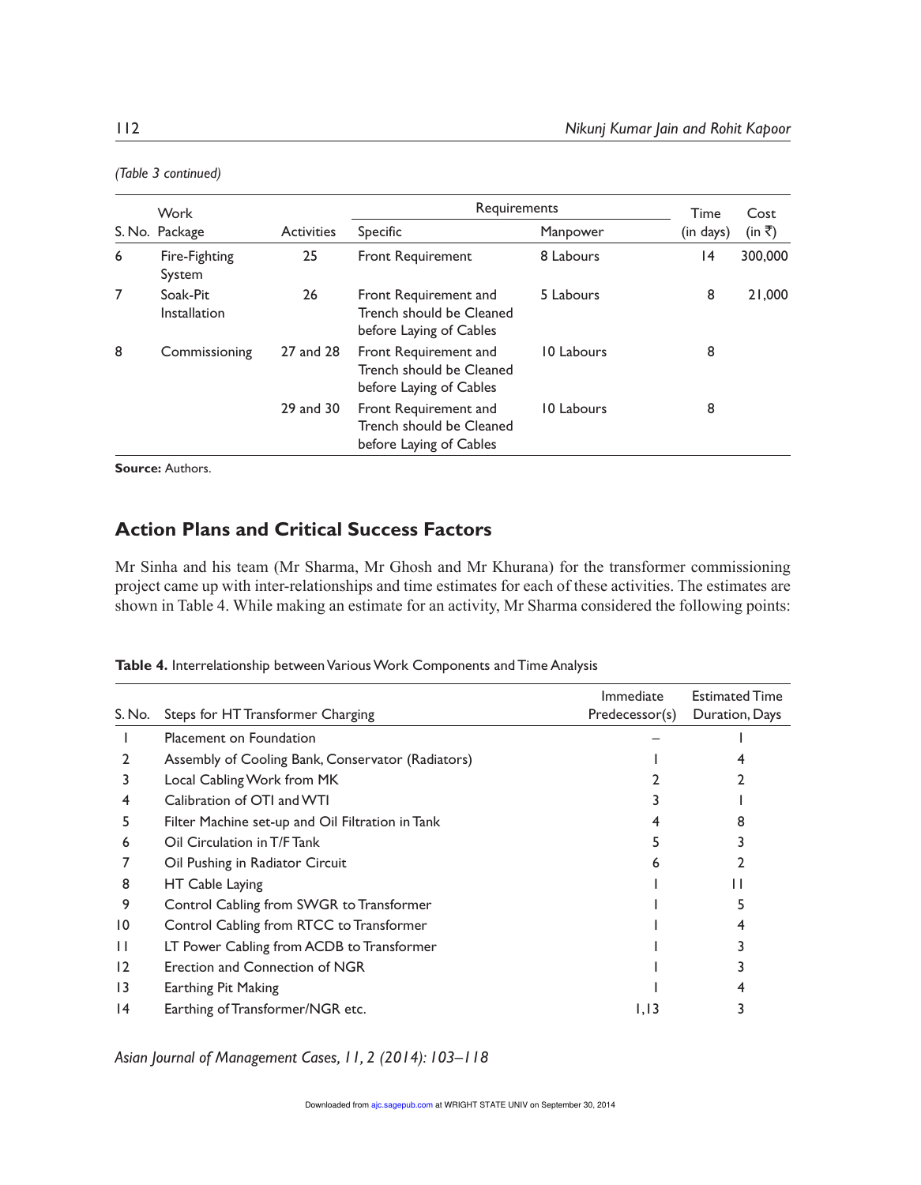*(Table 3 continued)*

| S. No. | Work Package | Activities | Requirements | | Time (in days) | Cost (in ₹) |
|---|---|---|---|---|---|---|
| | | | Specific | Manpower | | |
| 6 | Fire-Fighting System | 25 | Front Requirement | 8 Labours | 14 | 300,000 |
| 7 | Soak-Pit Installation | 26 | Front Requirement and Trench should be Cleaned before Laying of Cables | 5 Labours | 8 | 21,000 |
| 8 | Commissioning | 27 and 28 | Front Requirement and Trench should be Cleaned before Laying of Cables | 10 Labours | 8 | |
| | | 29 and 30 | Front Requirement and Trench should be Cleaned before Laying of Cables | 10 Labours | 8 | |

**Source:** Authors.

## Action Plans and Critical Success Factors

Mr Sinha and his team (Mr Sharma, Mr Ghosh and Mr Khurana) for the transformer commissioning project came up with inter-relationships and time estimates for each of these activities. The estimates are shown in Table 4. While making an estimate for an activity, Mr Sharma considered the following points:

**Table 4.** Interrelationship between Various Work Components and Time Analysis

| S. No. | Steps for HT Transformer Charging | Immediate Predecessor(s) | Estimated Time Duration, Days |
|---|---|---|---|
| 1 | Placement on Foundation | – | 1 |
| 2 | Assembly of Cooling Bank, Conservator (Radiators) | 1 | 4 |
| 3 | Local Cabling Work from MK | 2 | 2 |
| 4 | Calibration of OTI and WTI | 3 | 1 |
| 5 | Filter Machine set-up and Oil Filtration in Tank | 4 | 8 |
| 6 | Oil Circulation in T/F Tank | 5 | 3 |
| 7 | Oil Pushing in Radiator Circuit | 6 | 2 |
| 8 | HT Cable Laying | 1 | 11 |
| 9 | Control Cabling from SWGR to Transformer | 1 | 5 |
| 10 | Control Cabling from RTCC to Transformer | 1 | 4 |
| 11 | LT Power Cabling from ACDB to Transformer | 1 | 3 |
| 12 | Erection and Connection of NGR | 1 | 3 |
| 13 | Earthing Pit Making | 1 | 4 |
| 14 | Earthing of Transformer/NGR etc. | 1,13 | 3 |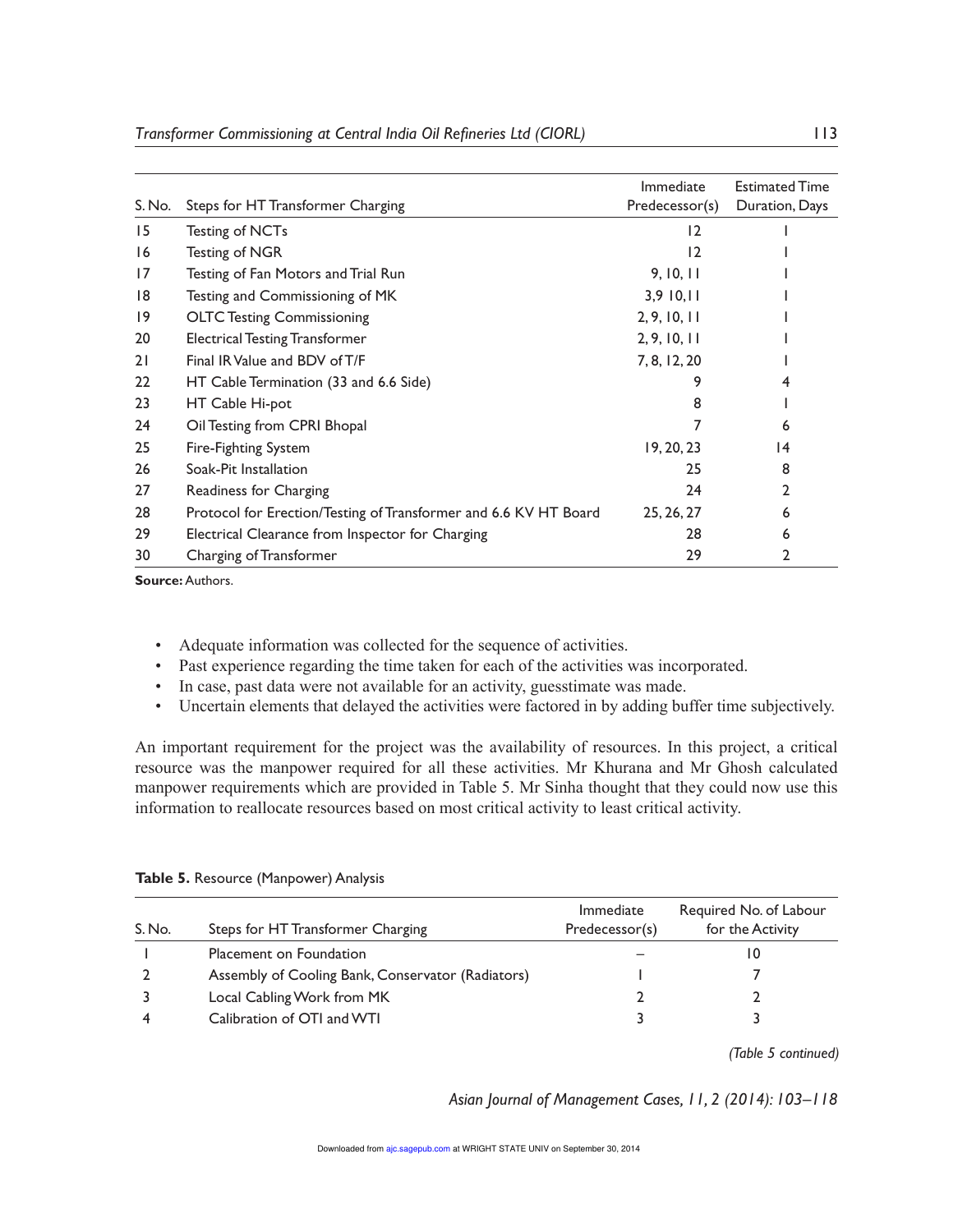| S. No. | Steps for HT Transformer Charging | Immediate Predecessor(s) | Estimated Time Duration, Days |
|---|---|---|---|
| 15 | Testing of NCTs | 12 | 1 |
| 16 | Testing of NGR | 12 | 1 |
| 17 | Testing of Fan Motors and Trial Run | 9, 10, 11 | 1 |
| 18 | Testing and Commissioning of MK | 3,9 10,11 | 1 |
| 19 | OLTC Testing Commissioning | 2, 9, 10, 11 | 1 |
| 20 | Electrical Testing Transformer | 2, 9, 10, 11 | 1 |
| 21 | Final IR Value and BDV of T/F | 7, 8, 12, 20 | 1 |
| 22 | HT Cable Termination (33 and 6.6 Side) | 9 | 4 |
| 23 | HT Cable Hi-pot | 8 | 1 |
| 24 | Oil Testing from CPRI Bhopal | 7 | 6 |
| 25 | Fire-Fighting System | 19, 20, 23 | 14 |
| 26 | Soak-Pit Installation | 25 | 8 |
| 27 | Readiness for Charging | 24 | 2 |
| 28 | Protocol for Erection/Testing of Transformer and 6.6 KV HT Board | 25, 26, 27 | 6 |
| 29 | Electrical Clearance from Inspector for Charging | 28 | 6 |
| 30 | Charging of Transformer | 29 | 2 |

**Source:** Authors.

- Adequate information was collected for the sequence of activities.
- Past experience regarding the time taken for each of the activities was incorporated.
- In case, past data were not available for an activity, guesstimate was made.
- Uncertain elements that delayed the activities were factored in by adding buffer time subjectively.

An important requirement for the project was the availability of resources. In this project, a critical resource was the manpower required for all these activities. Mr Khurana and Mr Ghosh calculated manpower requirements which are provided in Table 5. Mr Sinha thought that they could now use this information to reallocate resources based on most critical activity to least critical activity.

**Table 5.** Resource (Manpower) Analysis

| S. No. | Steps for HT Transformer Charging | Immediate Predecessor(s) | Required No. of Labour for the Activity |
|---|---|---|---|
| 1 | Placement on Foundation | – | 10 |
| 2 | Assembly of Cooling Bank, Conservator (Radiators) | 1 | 7 |
| 3 | Local Cabling Work from MK | 2 | 2 |
| 4 | Calibration of OTI and WTI | 3 | 3 |

*(Table 5 continued)*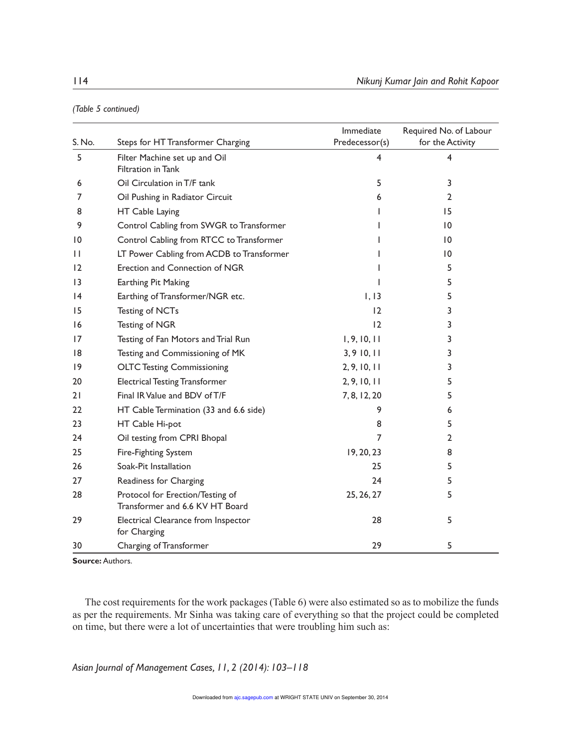*(Table 5 continued)*

| S. No. | Steps for HT Transformer Charging | Immediate Predecessor(s) | Required No. of Labour for the Activity |
|---|---|---|---|
| 5 | Filter Machine set up and Oil Filtration in Tank | 4 | 4 |
| 6 | Oil Circulation in T/F tank | 5 | 3 |
| 7 | Oil Pushing in Radiator Circuit | 6 | 2 |
| 8 | HT Cable Laying | 1 | 15 |
| 9 | Control Cabling from SWGR to Transformer | 1 | 10 |
| 10 | Control Cabling from RTCC to Transformer | 1 | 10 |
| 11 | LT Power Cabling from ACDB to Transformer | 1 | 10 |
| 12 | Erection and Connection of NGR | 1 | 5 |
| 13 | Earthing Pit Making | 1 | 5 |
| 14 | Earthing of Transformer/NGR etc. | 1, 13 | 5 |
| 15 | Testing of NCTs | 12 | 3 |
| 16 | Testing of NGR | 12 | 3 |
| 17 | Testing of Fan Motors and Trial Run | 1, 9, 10, 11 | 3 |
| 18 | Testing and Commissioning of MK | 3, 9 10, 11 | 3 |
| 19 | OLTC Testing Commissioning | 2, 9, 10, 11 | 3 |
| 20 | Electrical Testing Transformer | 2, 9, 10, 11 | 5 |
| 21 | Final IR Value and BDV of T/F | 7, 8, 12, 20 | 5 |
| 22 | HT Cable Termination (33 and 6.6 side) | 9 | 6 |
| 23 | HT Cable Hi-pot | 8 | 5 |
| 24 | Oil testing from CPRI Bhopal | 7 | 2 |
| 25 | Fire-Fighting System | 19, 20, 23 | 8 |
| 26 | Soak-Pit Installation | 25 | 5 |
| 27 | Readiness for Charging | 24 | 5 |
| 28 | Protocol for Erection/Testing of Transformer and 6.6 KV HT Board | 25, 26, 27 | 5 |
| 29 | Electrical Clearance from Inspector for Charging | 28 | 5 |
| 30 | Charging of Transformer | 29 | 5 |

**Source:** Authors.

The cost requirements for the work packages (Table 6) were also estimated so as to mobilize the funds as per the requirements. Mr Sinha was taking care of everything so that the project could be completed on time, but there were a lot of uncertainties that were troubling him such as: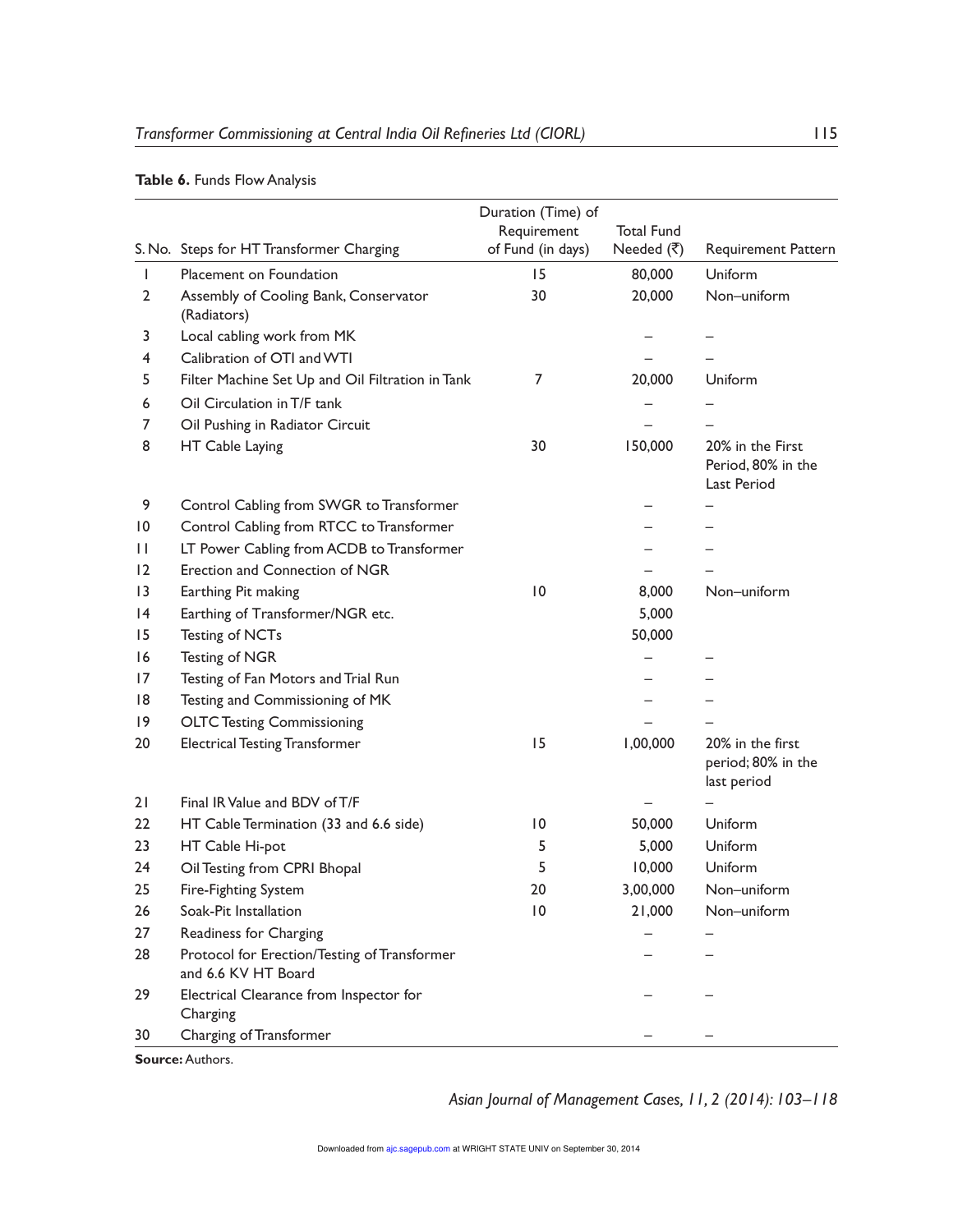**Table 6.** Funds Flow Analysis

| S. No. | Steps for HT Transformer Charging | Duration (Time) of Requirement of Fund (in days) | Total Fund Needed (₹) | Requirement Pattern |
|---|---|---|---|---|
| 1 | Placement on Foundation | 15 | 80,000 | Uniform |
| 2 | Assembly of Cooling Bank, Conservator (Radiators) | 30 | 20,000 | Non–uniform |
| 3 | Local cabling work from MK | | – | – |
| 4 | Calibration of OTI and WTI | | – | – |
| 5 | Filter Machine Set Up and Oil Filtration in Tank | 7 | 20,000 | Uniform |
| 6 | Oil Circulation in T/F tank | | – | – |
| 7 | Oil Pushing in Radiator Circuit | | – | – |
| 8 | HT Cable Laying | 30 | 150,000 | 20% in the First Period, 80% in the Last Period |
| 9 | Control Cabling from SWGR to Transformer | | – | – |
| 10 | Control Cabling from RTCC to Transformer | | – | – |
| 11 | LT Power Cabling from ACDB to Transformer | | – | – |
| 12 | Erection and Connection of NGR | | – | – |
| 13 | Earthing Pit making | 10 | 8,000 | Non–uniform |
| 14 | Earthing of Transformer/NGR etc. | | 5,000 | |
| 15 | Testing of NCTs | | 50,000 | |
| 16 | Testing of NGR | | – | – |
| 17 | Testing of Fan Motors and Trial Run | | – | – |
| 18 | Testing and Commissioning of MK | | – | – |
| 19 | OLTC Testing Commissioning | | – | – |
| 20 | Electrical Testing Transformer | 15 | 1,00,000 | 20% in the first period; 80% in the last period |
| 21 | Final IR Value and BDV of T/F | | – | – |
| 22 | HT Cable Termination (33 and 6.6 side) | 10 | 50,000 | Uniform |
| 23 | HT Cable Hi-pot | 5 | 5,000 | Uniform |
| 24 | Oil Testing from CPRI Bhopal | 5 | 10,000 | Uniform |
| 25 | Fire-Fighting System | 20 | 3,00,000 | Non–uniform |
| 26 | Soak-Pit Installation | 10 | 21,000 | Non–uniform |
| 27 | Readiness for Charging | | – | – |
| 28 | Protocol for Erection/Testing of Transformer and 6.6 KV HT Board | | – | – |
| 29 | Electrical Clearance from Inspector for Charging | | – | – |
| 30 | Charging of Transformer | | – | – |

**Source:** Authors.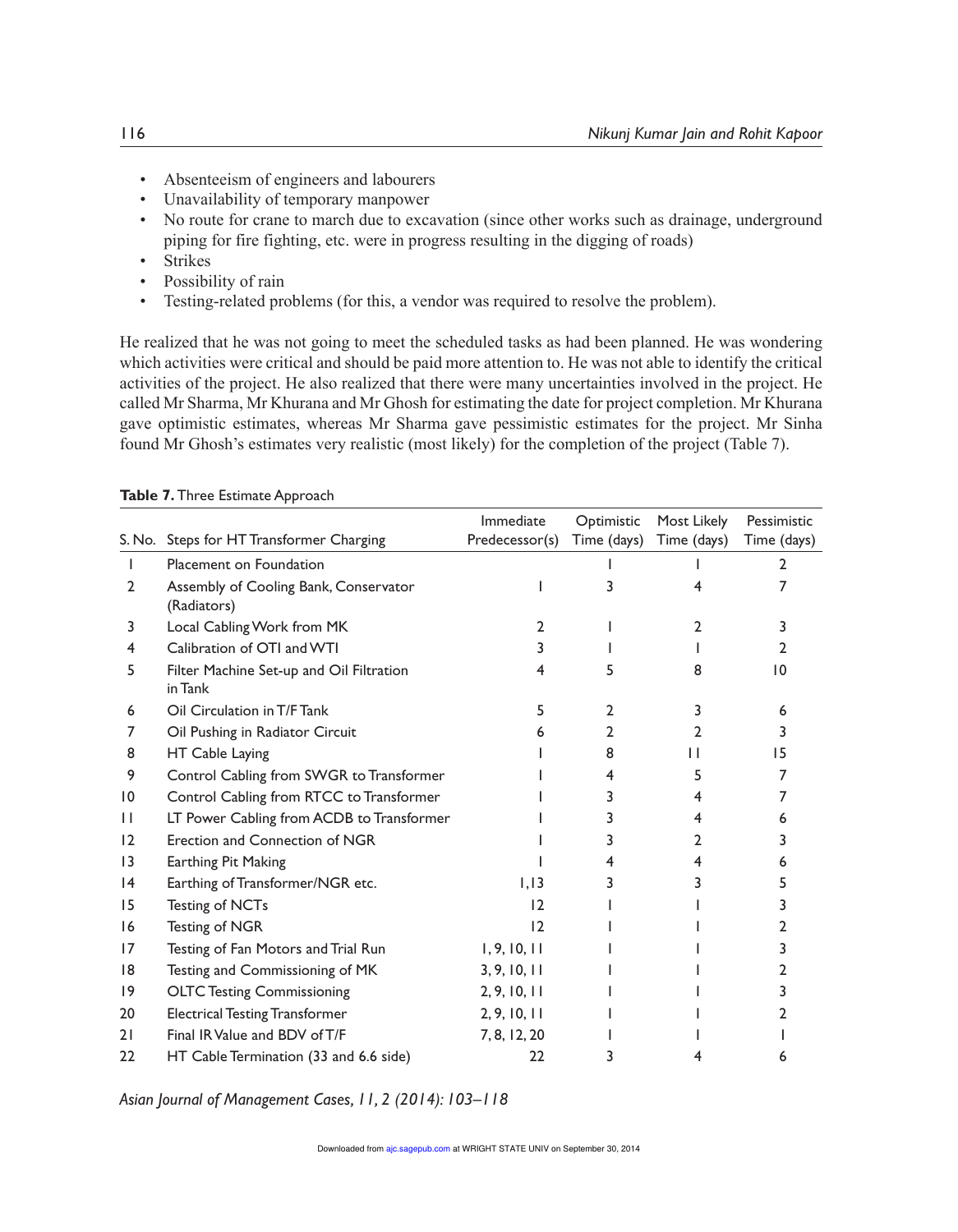- Absenteeism of engineers and labourers
- Unavailability of temporary manpower
- No route for crane to march due to excavation (since other works such as drainage, underground piping for fire fighting, etc. were in progress resulting in the digging of roads)
- Strikes
- Possibility of rain
- Testing-related problems (for this, a vendor was required to resolve the problem).

He realized that he was not going to meet the scheduled tasks as had been planned. He was wondering which activities were critical and should be paid more attention to. He was not able to identify the critical activities of the project. He also realized that there were many uncertainties involved in the project. He called Mr Sharma, Mr Khurana and Mr Ghosh for estimating the date for project completion. Mr Khurana gave optimistic estimates, whereas Mr Sharma gave pessimistic estimates for the project. Mr Sinha found Mr Ghosh's estimates very realistic (most likely) for the completion of the project (Table 7).

**Table 7.** Three Estimate Approach

| S. No. | Steps for HT Transformer Charging | Immediate Predecessor(s) | Optimistic Time (days) | Most Likely Time (days) | Pessimistic Time (days) |
|---|---|---|---|---|---|
| 1 | Placement on Foundation | | 1 | 1 | 2 |
| 2 | Assembly of Cooling Bank, Conservator (Radiators) | 1 | 3 | 4 | 7 |
| 3 | Local Cabling Work from MK | 2 | 1 | 2 | 3 |
| 4 | Calibration of OTI and WTI | 3 | 1 | 1 | 2 |
| 5 | Filter Machine Set-up and Oil Filtration in Tank | 4 | 5 | 8 | 10 |
| 6 | Oil Circulation in T/F Tank | 5 | 2 | 3 | 6 |
| 7 | Oil Pushing in Radiator Circuit | 6 | 2 | 2 | 3 |
| 8 | HT Cable Laying | 1 | 8 | 11 | 15 |
| 9 | Control Cabling from SWGR to Transformer | 1 | 4 | 5 | 7 |
| 10 | Control Cabling from RTCC to Transformer | 1 | 3 | 4 | 7 |
| 11 | LT Power Cabling from ACDB to Transformer | 1 | 3 | 4 | 6 |
| 12 | Erection and Connection of NGR | 1 | 3 | 2 | 3 |
| 13 | Earthing Pit Making | 1 | 4 | 4 | 6 |
| 14 | Earthing of Transformer/NGR etc. | 1,13 | 3 | 3 | 5 |
| 15 | Testing of NCTs | 12 | 1 | 1 | 3 |
| 16 | Testing of NGR | 12 | 1 | 1 | 2 |
| 17 | Testing of Fan Motors and Trial Run | 1, 9, 10, 11 | 1 | 1 | 3 |
| 18 | Testing and Commissioning of MK | 3, 9, 10, 11 | 1 | 1 | 2 |
| 19 | OLTC Testing Commissioning | 2, 9, 10, 11 | 1 | 1 | 3 |
| 20 | Electrical Testing Transformer | 2, 9, 10, 11 | 1 | 1 | 2 |
| 21 | Final IR Value and BDV of T/F | 7, 8, 12, 20 | 1 | 1 | 1 |
| 22 | HT Cable Termination (33 and 6.6 side) | 22 | 3 | 4 | 6 |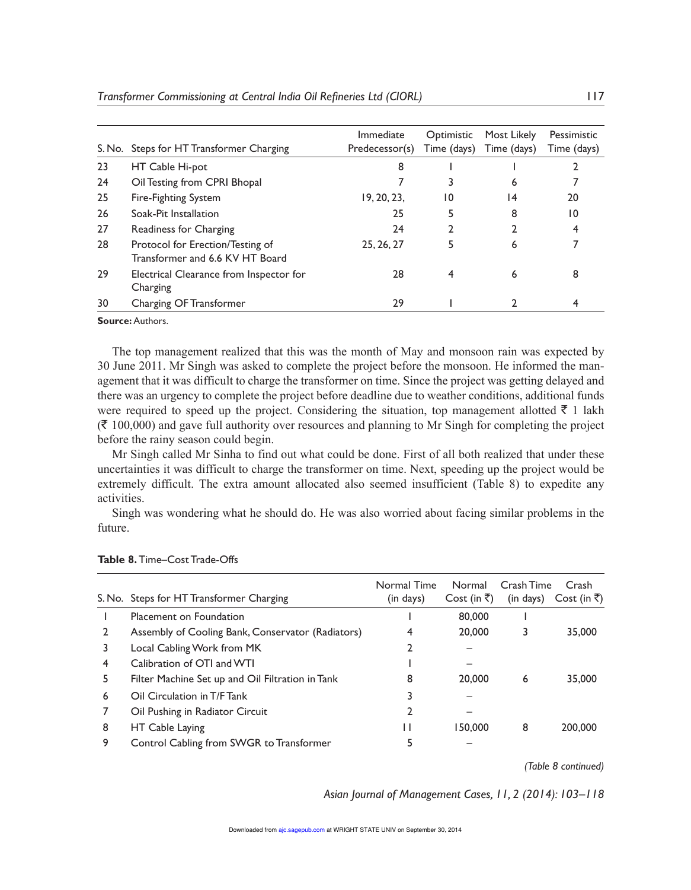| S. No. | Steps for HT Transformer Charging | Immediate Predecessor(s) | Optimistic Time (days) | Most Likely Time (days) | Pessimistic Time (days) |
|---|---|---|---|---|---|
| 23 | HT Cable Hi-pot | 8 | 1 | 1 | 2 |
| 24 | Oil Testing from CPRI Bhopal | 7 | 3 | 6 | 7 |
| 25 | Fire-Fighting System | 19, 20, 23, | 10 | 14 | 20 |
| 26 | Soak-Pit Installation | 25 | 5 | 8 | 10 |
| 27 | Readiness for Charging | 24 | 2 | 2 | 4 |
| 28 | Protocol for Erection/Testing of Transformer and 6.6 KV HT Board | 25, 26, 27 | 5 | 6 | 7 |
| 29 | Electrical Clearance from Inspector for Charging | 28 | 4 | 6 | 8 |
| 30 | Charging OF Transformer | 29 | 1 | 2 | 4 |

**Source:** Authors.

The top management realized that this was the month of May and monsoon rain was expected by 30 June 2011. Mr Singh was asked to complete the project before the monsoon. He informed the management that it was difficult to charge the transformer on time. Since the project was getting delayed and there was an urgency to complete the project before deadline due to weather conditions, additional funds were required to speed up the project. Considering the situation, top management allotted ₹ 1 lakh (₹ 100,000) and gave full authority over resources and planning to Mr Singh for completing the project before the rainy season could begin.

Mr Singh called Mr Sinha to find out what could be done. First of all both realized that under these uncertainties it was difficult to charge the transformer on time. Next, speeding up the project would be extremely difficult. The extra amount allocated also seemed insufficient (Table 8) to expedite any activities.

Singh was wondering what he should do. He was also worried about facing similar problems in the future.

**Table 8.** Time–Cost Trade-Offs

| S. No. | Steps for HT Transformer Charging | Normal Time (in days) | Normal Cost (in ₹) | Crash Time (in days) | Crash Cost (in ₹) |
|---|---|---|---|---|---|
| 1 | Placement on Foundation | 1 | 80,000 | 1 | |
| 2 | Assembly of Cooling Bank, Conservator (Radiators) | 4 | 20,000 | 3 | 35,000 |
| 3 | Local Cabling Work from MK | 2 | – | | |
| 4 | Calibration of OTI and WTI | 1 | – | | |
| 5 | Filter Machine Set up and Oil Filtration in Tank | 8 | 20,000 | 6 | 35,000 |
| 6 | Oil Circulation in T/F Tank | 3 | – | | |
| 7 | Oil Pushing in Radiator Circuit | 2 | – | | |
| 8 | HT Cable Laying | 11 | 150,000 | 8 | 200,000 |
| 9 | Control Cabling from SWGR to Transformer | 5 | – | | |

*(Table 8 continued)*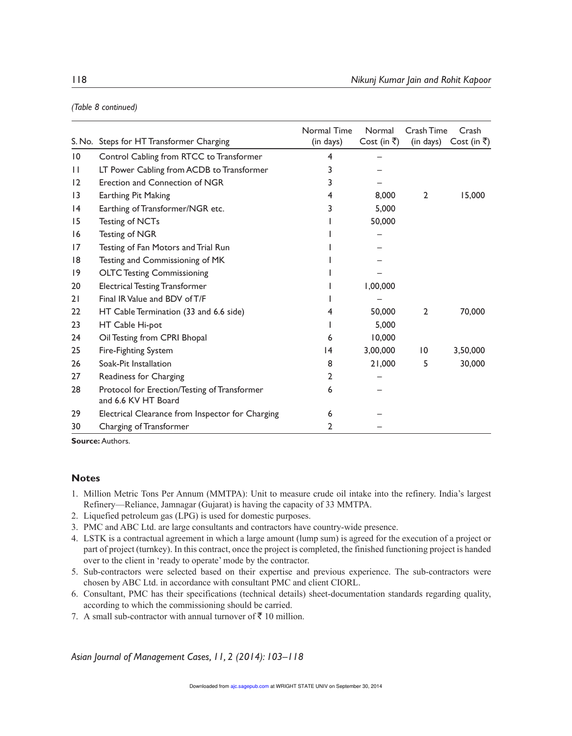*(Table 8 continued)*

| S. No. | Steps for HT Transformer Charging | Normal Time (in days) | Normal Cost (in ₹) | Crash Time (in days) | Crash Cost (in ₹) |
|---|---|---|---|---|---|
| 10 | Control Cabling from RTCC to Transformer | 4 | – | | |
| 11 | LT Power Cabling from ACDB to Transformer | 3 | – | | |
| 12 | Erection and Connection of NGR | 3 | – | | |
| 13 | Earthing Pit Making | 4 | 8,000 | 2 | 15,000 |
| 14 | Earthing of Transformer/NGR etc. | 3 | 5,000 | | |
| 15 | Testing of NCTs | 1 | 50,000 | | |
| 16 | Testing of NGR | 1 | – | | |
| 17 | Testing of Fan Motors and Trial Run | 1 | – | | |
| 18 | Testing and Commissioning of MK | 1 | – | | |
| 19 | OLTC Testing Commissioning | 1 | – | | |
| 20 | Electrical Testing Transformer | 1 | 1,00,000 | | |
| 21 | Final IR Value and BDV of T/F | 1 | – | | |
| 22 | HT Cable Termination (33 and 6.6 side) | 4 | 50,000 | 2 | 70,000 |
| 23 | HT Cable Hi-pot | 1 | 5,000 | | |
| 24 | Oil Testing from CPRI Bhopal | 6 | 10,000 | | |
| 25 | Fire-Fighting System | 14 | 3,00,000 | 10 | 3,50,000 |
| 26 | Soak-Pit Installation | 8 | 21,000 | 5 | 30,000 |
| 27 | Readiness for Charging | 2 | – | | |
| 28 | Protocol for Erection/Testing of Transformer and 6.6 KV HT Board | 6 | – | | |
| 29 | Electrical Clearance from Inspector for Charging | 6 | – | | |
| 30 | Charging of Transformer | 2 | – | | |

**Source:** Authors.

## Notes

1. Million Metric Tons Per Annum (MMTPA): Unit to measure crude oil intake into the refinery. India's largest Refinery—Reliance, Jamnagar (Gujarat) is having the capacity of 33 MMTPA.
2. Liquefied petroleum gas (LPG) is used for domestic purposes.
3. PMC and ABC Ltd. are large consultants and contractors have country-wide presence.
4. LSTK is a contractual agreement in which a large amount (lump sum) is agreed for the execution of a project or part of project (turnkey). In this contract, once the project is completed, the finished functioning project is handed over to the client in 'ready to operate' mode by the contractor.
5. Sub-contractors were selected based on their expertise and previous experience. The sub-contractors were chosen by ABC Ltd. in accordance with consultant PMC and client CIORL.
6. Consultant, PMC has their specifications (technical details) sheet-documentation standards regarding quality, according to which the commissioning should be carried.
7. A small sub-contractor with annual turnover of ₹ 10 million.